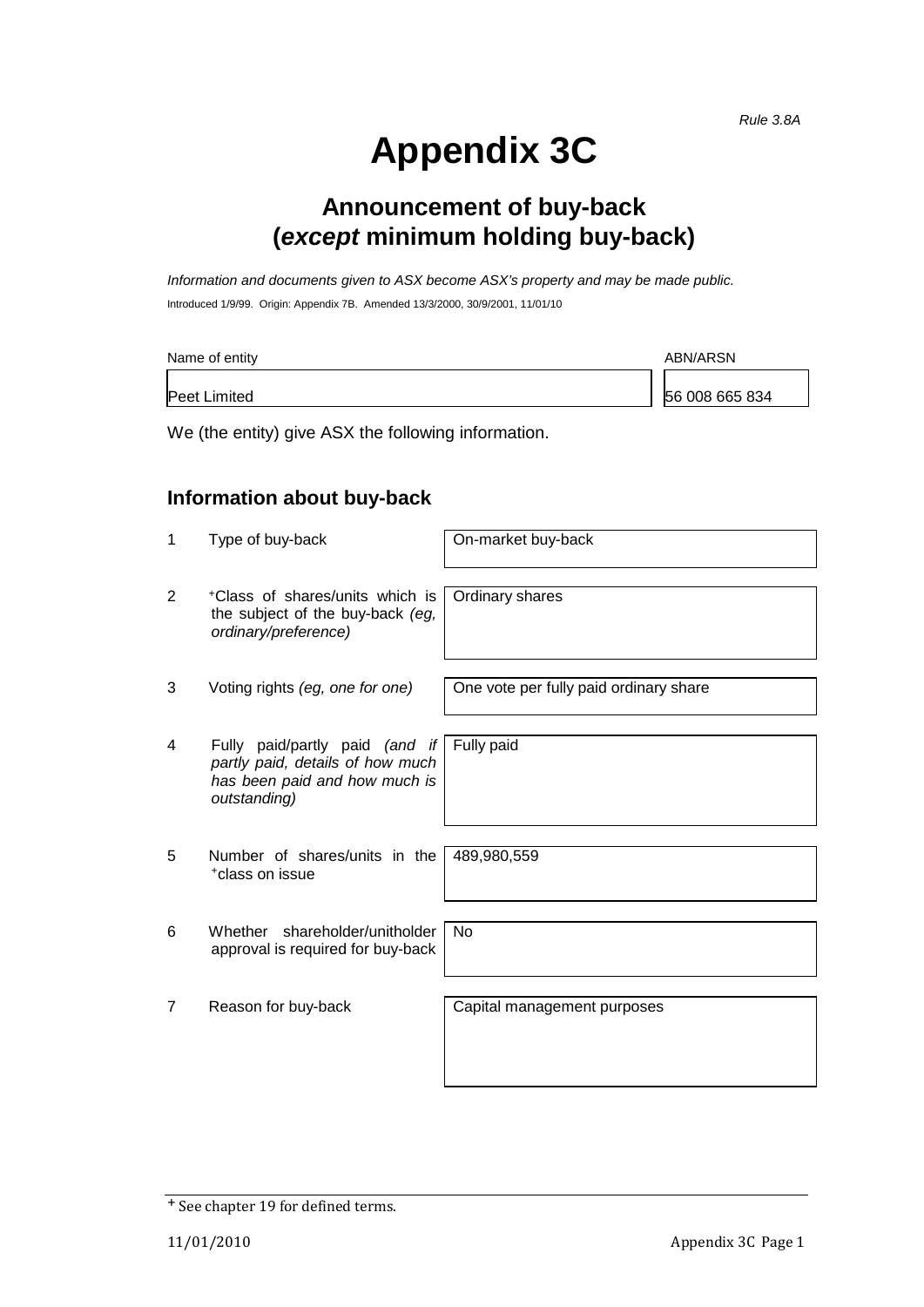*Rule 3.8A*

# Appendix 3C

## Announcement of buy-back (*except* minimum holding buy-back)

*Information and documents given to ASX become ASX's property and may be made public.*

Introduced 1/9/99. Origin: Appendix 7B. Amended 13/3/2000, 30/9/2001, 11/01/10

| Name of entity | ABN/ARSN |
|---|---|
| Peet Limited | 56 008 665 834 |

We (the entity) give ASX the following information.

### Information about buy-back

| | | |
|---|---|---|
| 1 | Type of buy-back | On-market buy-back |
| 2 | +Class of shares/units which is the subject of the buy-back *(eg, ordinary/preference)* | Ordinary shares |
| 3 | Voting rights *(eg, one for one)* | One vote per fully paid ordinary share |
| 4 | Fully paid/partly paid *(and if partly paid, details of how much has been paid and how much is outstanding)* | Fully paid |
| 5 | Number of shares/units in the +class on issue | 489,980,559 |
| 6 | Whether shareholder/unitholder approval is required for buy-back | No |
| 7 | Reason for buy-back | Capital management purposes |

+ See chapter 19 for defined terms.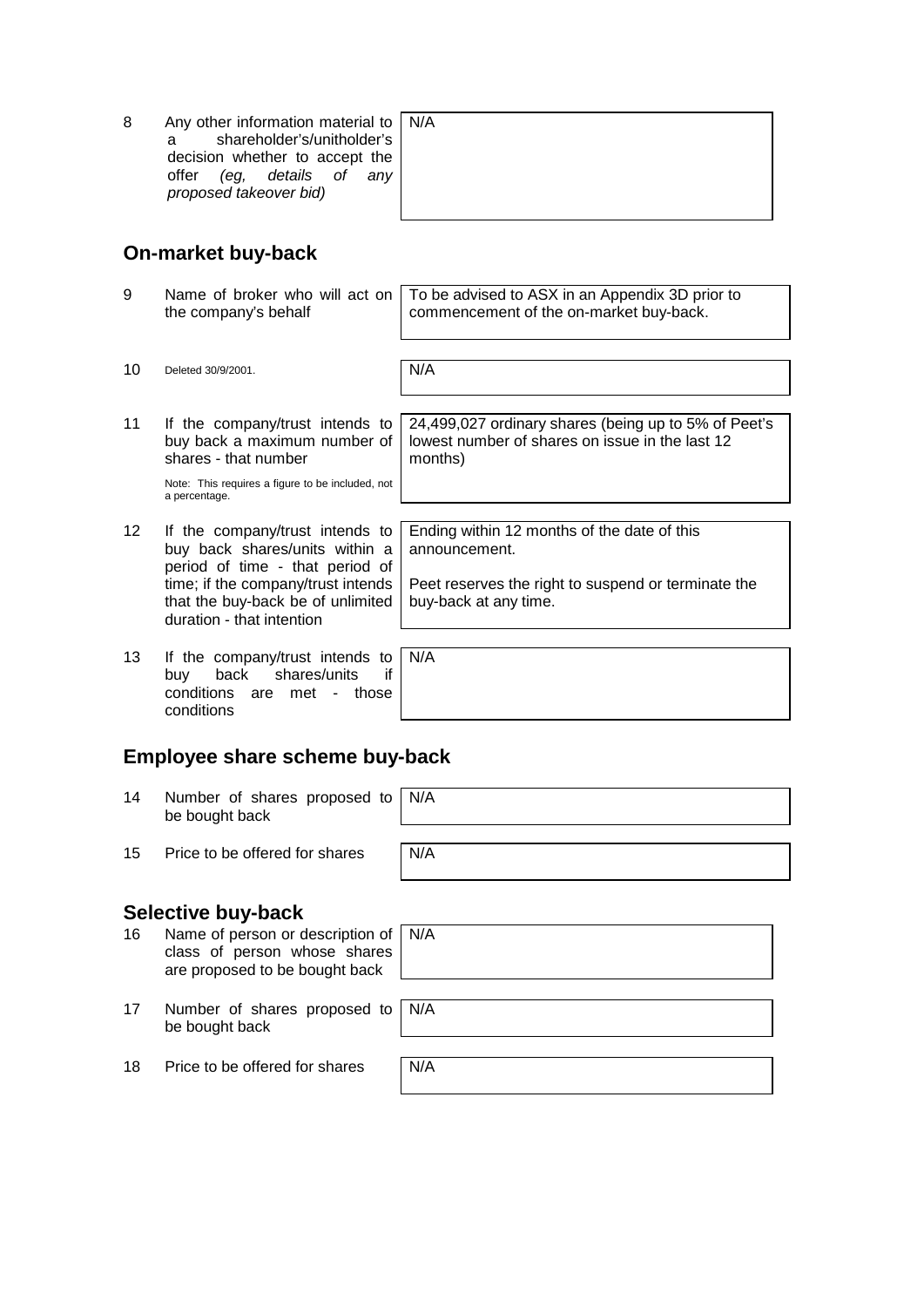| | | |
|---|---|---|
| 8 | Any other information material to a shareholder's/unitholder's decision whether to accept the offer *(eg, details of any proposed takeover bid)* | N/A |

## On-market buy-back

| | | |
|---|---|---|
| 9 | Name of broker who will act on the company's behalf | To be advised to ASX in an Appendix 3D prior to commencement of the on-market buy-back. |
| 10 | Deleted 30/9/2001. | N/A |
| 11 | If the company/trust intends to buy back a maximum number of shares - that number<br><br>Note: This requires a figure to be included, not a percentage. | 24,499,027 ordinary shares (being up to 5% of Peet's lowest number of shares on issue in the last 12 months) |
| 12 | If the company/trust intends to buy back shares/units within a period of time - that period of time; if the company/trust intends that the buy-back be of unlimited duration - that intention | Ending within 12 months of the date of this announcement.<br><br>Peet reserves the right to suspend or terminate the buy-back at any time. |
| 13 | If the company/trust intends to buy back shares/units if conditions are met - those conditions | N/A |

## Employee share scheme buy-back

| | | |
|---|---|---|
| 14 | Number of shares proposed to be bought back | N/A |
| 15 | Price to be offered for shares | N/A |

## Selective buy-back

| | | |
|---|---|---|
| 16 | Name of person or description of class of person whose shares are proposed to be bought back | N/A |
| 17 | Number of shares proposed to be bought back | N/A |
| 18 | Price to be offered for shares | N/A |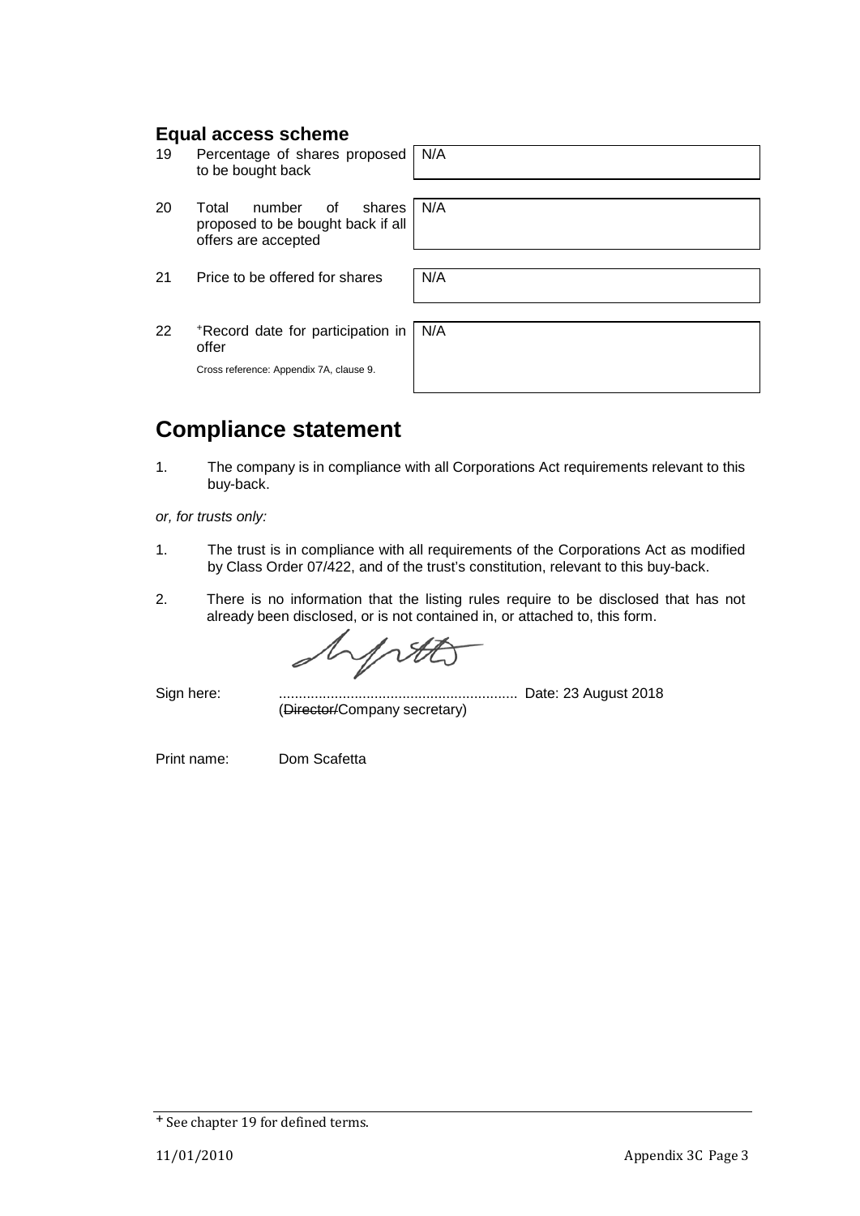## Equal access scheme

| | | |
|---|---|---|
| 19 | Percentage of shares proposed to be bought back | N/A |
| 20 | Total number of shares proposed to be bought back if all offers are accepted | N/A |
| 21 | Price to be offered for shares | N/A |
| 22 | +Record date for participation in offer<br>Cross reference: Appendix 7A, clause 9. | N/A |

# Compliance statement

1. The company is in compliance with all Corporations Act requirements relevant to this buy-back.

*or, for trusts only:*

1. The trust is in compliance with all requirements of the Corporations Act as modified by Class Order 07/422, and of the trust's constitution, relevant to this buy-back.

2. There is no information that the listing rules require to be disclosed that has not already been disclosed, or is not contained in, or attached to, this form.

Sign here: ............................................................ Date: 23 August 2018
(~~Director/~~Company secretary)

Print name: Dom Scafetta

+ See chapter 19 for defined terms.